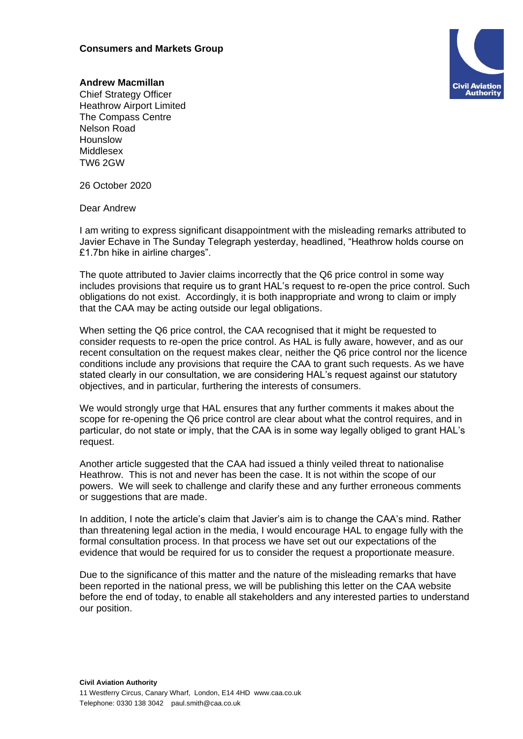**Consumers and Markets Group**

**Andrew Macmillan**
Chief Strategy Officer
Heathrow Airport Limited
The Compass Centre
Nelson Road
Hounslow
Middlesex
TW6 2GW

26 October 2020

Dear Andrew

I am writing to express significant disappointment with the misleading remarks attributed to Javier Echave in The Sunday Telegraph yesterday, headlined, "Heathrow holds course on £1.7bn hike in airline charges".

The quote attributed to Javier claims incorrectly that the Q6 price control in some way includes provisions that require us to grant HAL's request to re-open the price control. Such obligations do not exist. Accordingly, it is both inappropriate and wrong to claim or imply that the CAA may be acting outside our legal obligations.

When setting the Q6 price control, the CAA recognised that it might be requested to consider requests to re-open the price control. As HAL is fully aware, however, and as our recent consultation on the request makes clear, neither the Q6 price control nor the licence conditions include any provisions that require the CAA to grant such requests. As we have stated clearly in our consultation, we are considering HAL's request against our statutory objectives, and in particular, furthering the interests of consumers.

We would strongly urge that HAL ensures that any further comments it makes about the scope for re-opening the Q6 price control are clear about what the control requires, and in particular, do not state or imply, that the CAA is in some way legally obliged to grant HAL's request.

Another article suggested that the CAA had issued a thinly veiled threat to nationalise Heathrow. This is not and never has been the case. It is not within the scope of our powers. We will seek to challenge and clarify these and any further erroneous comments or suggestions that are made.

In addition, I note the article's claim that Javier's aim is to change the CAA's mind. Rather than threatening legal action in the media, I would encourage HAL to engage fully with the formal consultation process. In that process we have set out our expectations of the evidence that would be required for us to consider the request a proportionate measure.

Due to the significance of this matter and the nature of the misleading remarks that have been reported in the national press, we will be publishing this letter on the CAA website before the end of today, to enable all stakeholders and any interested parties to understand our position.

**Civil Aviation Authority**
11 Westferry Circus, Canary Wharf, London, E14 4HD www.caa.co.uk
Telephone: 0330 138 3042 paul.smith@caa.co.uk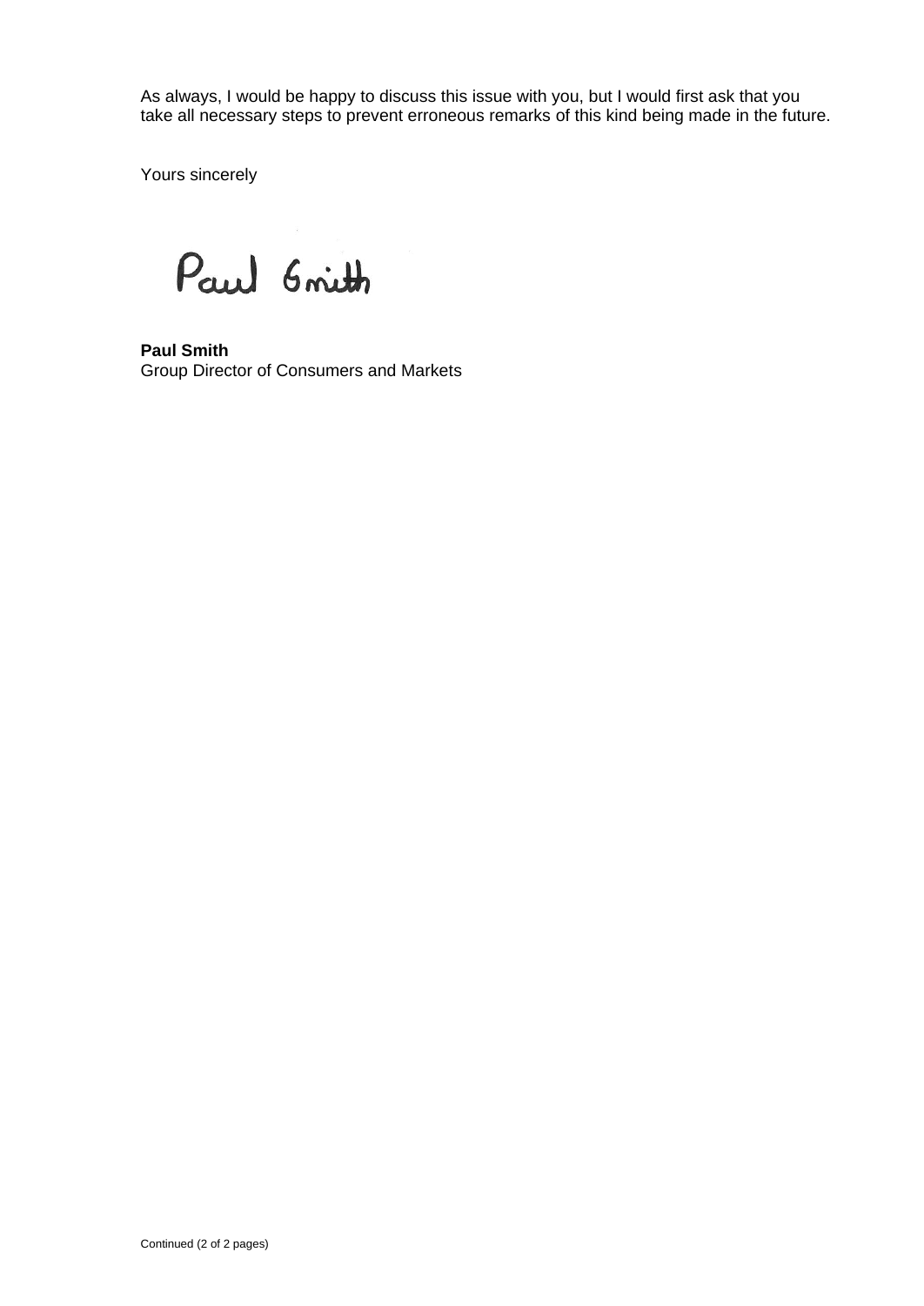As always, I would be happy to discuss this issue with you, but I would first ask that you take all necessary steps to prevent erroneous remarks of this kind being made in the future.

Yours sincerely

Paul Smith

**Paul Smith**
Group Director of Consumers and Markets